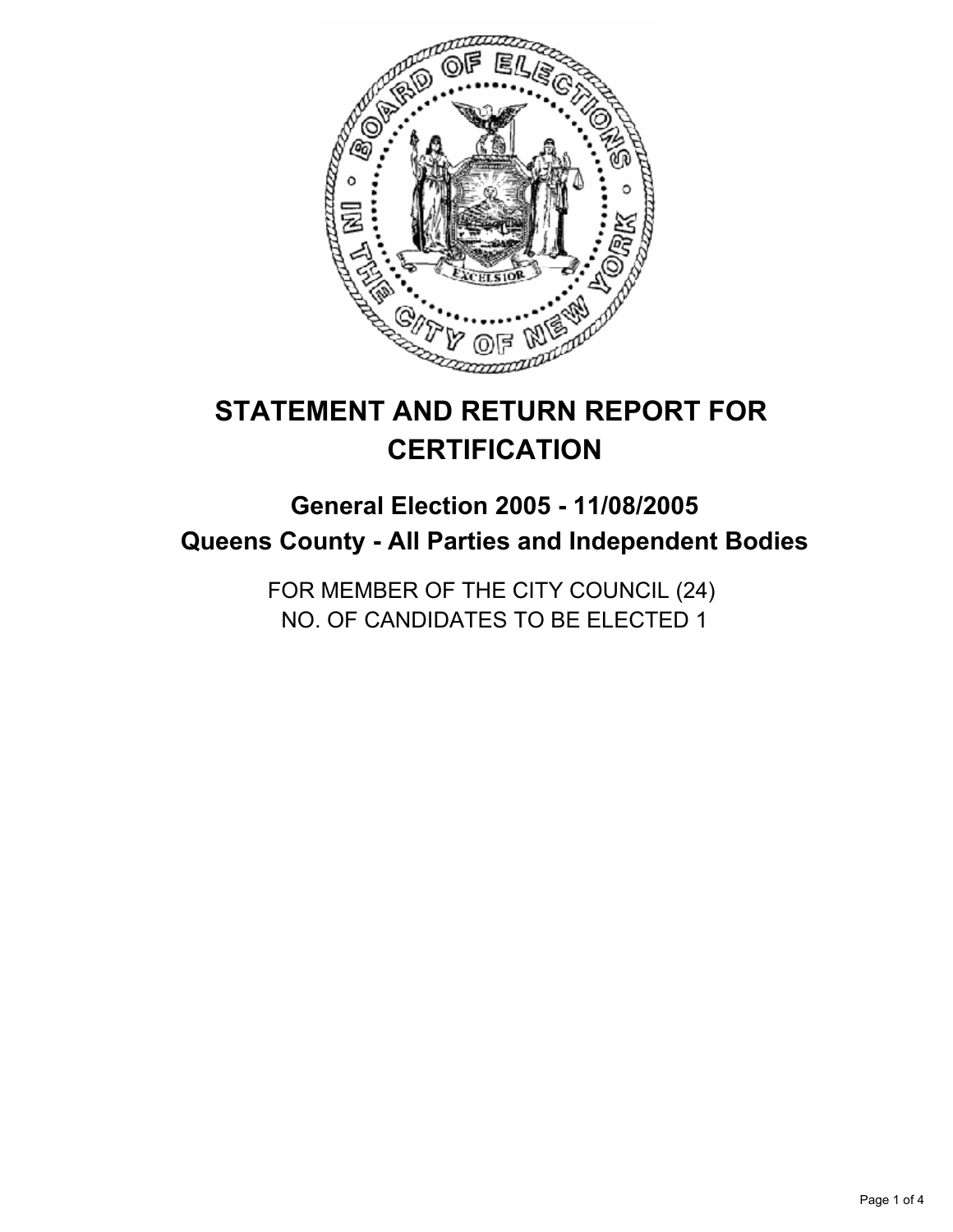# STATEMENT AND RETURN REPORT FOR CERTIFICATION

## General Election 2005 - 11/08/2005
## Queens County - All Parties and Independent Bodies

FOR MEMBER OF THE CITY COUNCIL (24)
NO. OF CANDIDATES TO BE ELECTED 1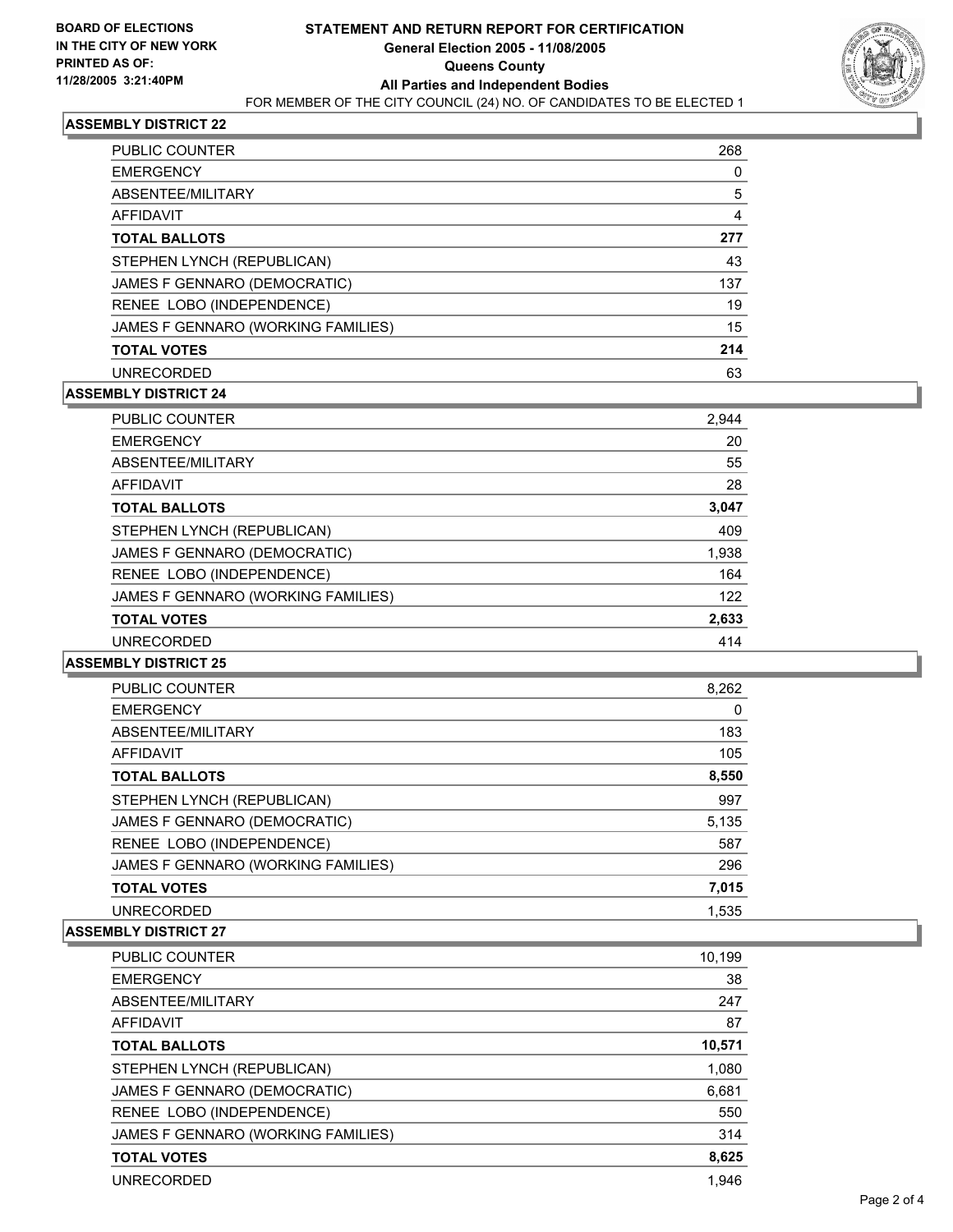BOARD OF ELECTIONS
IN THE CITY OF NEW YORK
PRINTED AS OF:
11/28/2005 3:21:40PM

# STATEMENT AND RETURN REPORT FOR CERTIFICATION
## General Election 2005 - 11/08/2005
## Queens County
## All Parties and Independent Bodies

FOR MEMBER OF THE CITY COUNCIL (24) NO. OF CANDIDATES TO BE ELECTED 1

### ASSEMBLY DISTRICT 22

| | |
|---|---|
| PUBLIC COUNTER | 268 |
| EMERGENCY | 0 |
| ABSENTEE/MILITARY | 5 |
| AFFIDAVIT | 4 |
| **TOTAL BALLOTS** | **277** |
| STEPHEN LYNCH (REPUBLICAN) | 43 |
| JAMES F GENNARO (DEMOCRATIC) | 137 |
| RENEE LOBO (INDEPENDENCE) | 19 |
| JAMES F GENNARO (WORKING FAMILIES) | 15 |
| **TOTAL VOTES** | **214** |
| UNRECORDED | 63 |

### ASSEMBLY DISTRICT 24

| | |
|---|---|
| PUBLIC COUNTER | 2,944 |
| EMERGENCY | 20 |
| ABSENTEE/MILITARY | 55 |
| AFFIDAVIT | 28 |
| **TOTAL BALLOTS** | **3,047** |
| STEPHEN LYNCH (REPUBLICAN) | 409 |
| JAMES F GENNARO (DEMOCRATIC) | 1,938 |
| RENEE LOBO (INDEPENDENCE) | 164 |
| JAMES F GENNARO (WORKING FAMILIES) | 122 |
| **TOTAL VOTES** | **2,633** |
| UNRECORDED | 414 |

### ASSEMBLY DISTRICT 25

| | |
|---|---|
| PUBLIC COUNTER | 8,262 |
| EMERGENCY | 0 |
| ABSENTEE/MILITARY | 183 |
| AFFIDAVIT | 105 |
| **TOTAL BALLOTS** | **8,550** |
| STEPHEN LYNCH (REPUBLICAN) | 997 |
| JAMES F GENNARO (DEMOCRATIC) | 5,135 |
| RENEE LOBO (INDEPENDENCE) | 587 |
| JAMES F GENNARO (WORKING FAMILIES) | 296 |
| **TOTAL VOTES** | **7,015** |
| UNRECORDED | 1,535 |

### ASSEMBLY DISTRICT 27

| | |
|---|---|
| PUBLIC COUNTER | 10,199 |
| EMERGENCY | 38 |
| ABSENTEE/MILITARY | 247 |
| AFFIDAVIT | 87 |
| **TOTAL BALLOTS** | **10,571** |
| STEPHEN LYNCH (REPUBLICAN) | 1,080 |
| JAMES F GENNARO (DEMOCRATIC) | 6,681 |
| RENEE LOBO (INDEPENDENCE) | 550 |
| JAMES F GENNARO (WORKING FAMILIES) | 314 |
| **TOTAL VOTES** | **8,625** |
| UNRECORDED | 1,946 |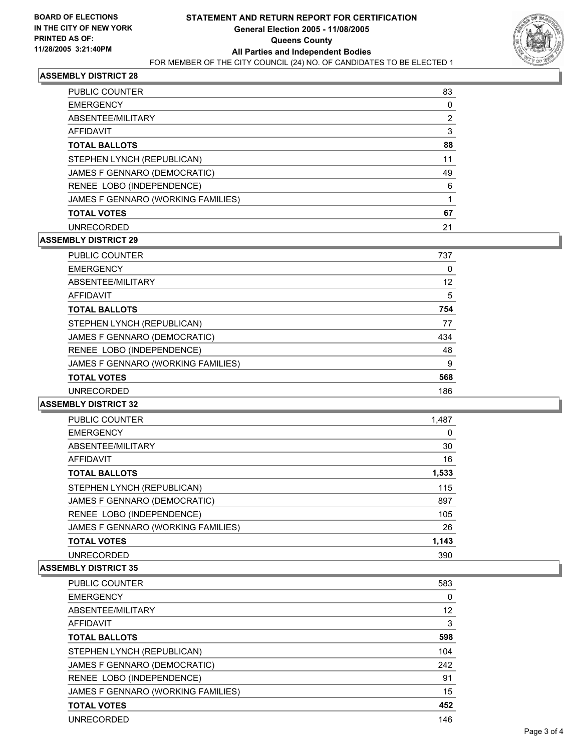**BOARD OF ELECTIONS IN THE CITY OF NEW YORK**
**PRINTED AS OF: 11/28/2005 3:21:40PM**

# STATEMENT AND RETURN REPORT FOR CERTIFICATION
## General Election 2005 - 11/08/2005
## Queens County
## All Parties and Independent Bodies

FOR MEMBER OF THE CITY COUNCIL (24) NO. OF CANDIDATES TO BE ELECTED 1

### ASSEMBLY DISTRICT 28

| | |
|---|---|
| PUBLIC COUNTER | 83 |
| EMERGENCY | 0 |
| ABSENTEE/MILITARY | 2 |
| AFFIDAVIT | 3 |
| **TOTAL BALLOTS** | **88** |
| STEPHEN LYNCH (REPUBLICAN) | 11 |
| JAMES F GENNARO (DEMOCRATIC) | 49 |
| RENEE LOBO (INDEPENDENCE) | 6 |
| JAMES F GENNARO (WORKING FAMILIES) | 1 |
| **TOTAL VOTES** | **67** |
| UNRECORDED | 21 |

### ASSEMBLY DISTRICT 29

| | |
|---|---|
| PUBLIC COUNTER | 737 |
| EMERGENCY | 0 |
| ABSENTEE/MILITARY | 12 |
| AFFIDAVIT | 5 |
| **TOTAL BALLOTS** | **754** |
| STEPHEN LYNCH (REPUBLICAN) | 77 |
| JAMES F GENNARO (DEMOCRATIC) | 434 |
| RENEE LOBO (INDEPENDENCE) | 48 |
| JAMES F GENNARO (WORKING FAMILIES) | 9 |
| **TOTAL VOTES** | **568** |
| UNRECORDED | 186 |

### ASSEMBLY DISTRICT 32

| | |
|---|---|
| PUBLIC COUNTER | 1,487 |
| EMERGENCY | 0 |
| ABSENTEE/MILITARY | 30 |
| AFFIDAVIT | 16 |
| **TOTAL BALLOTS** | **1,533** |
| STEPHEN LYNCH (REPUBLICAN) | 115 |
| JAMES F GENNARO (DEMOCRATIC) | 897 |
| RENEE LOBO (INDEPENDENCE) | 105 |
| JAMES F GENNARO (WORKING FAMILIES) | 26 |
| **TOTAL VOTES** | **1,143** |
| UNRECORDED | 390 |

### ASSEMBLY DISTRICT 35

| | |
|---|---|
| PUBLIC COUNTER | 583 |
| EMERGENCY | 0 |
| ABSENTEE/MILITARY | 12 |
| AFFIDAVIT | 3 |
| **TOTAL BALLOTS** | **598** |
| STEPHEN LYNCH (REPUBLICAN) | 104 |
| JAMES F GENNARO (DEMOCRATIC) | 242 |
| RENEE LOBO (INDEPENDENCE) | 91 |
| JAMES F GENNARO (WORKING FAMILIES) | 15 |
| **TOTAL VOTES** | **452** |
| UNRECORDED | 146 |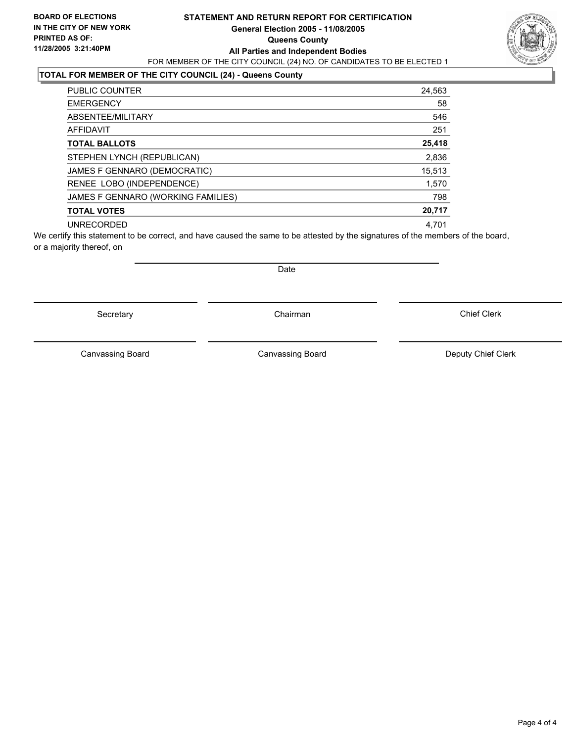**BOARD OF ELECTIONS IN THE CITY OF NEW YORK PRINTED AS OF: 11/28/2005 3:21:40PM**

# STATEMENT AND RETURN REPORT FOR CERTIFICATION
**General Election 2005 - 11/08/2005**
**Queens County**
**All Parties and Independent Bodies**

FOR MEMBER OF THE CITY COUNCIL (24) NO. OF CANDIDATES TO BE ELECTED 1

## TOTAL FOR MEMBER OF THE CITY COUNCIL (24) - Queens County

| | |
|---|---|
| PUBLIC COUNTER | 24,563 |
| EMERGENCY | 58 |
| ABSENTEE/MILITARY | 546 |
| AFFIDAVIT | 251 |
| **TOTAL BALLOTS** | **25,418** |
| STEPHEN LYNCH (REPUBLICAN) | 2,836 |
| JAMES F GENNARO (DEMOCRATIC) | 15,513 |
| RENEE LOBO (INDEPENDENCE) | 1,570 |
| JAMES F GENNARO (WORKING FAMILIES) | 798 |
| **TOTAL VOTES** | **20,717** |
| UNRECORDED | 4,701 |

We certify this statement to be correct, and have caused the same to be attested by the signatures of the members of the board, or a majority thereof, on

Date

Secretary

Chairman

Chief Clerk

Canvassing Board

Canvassing Board

Deputy Chief Clerk